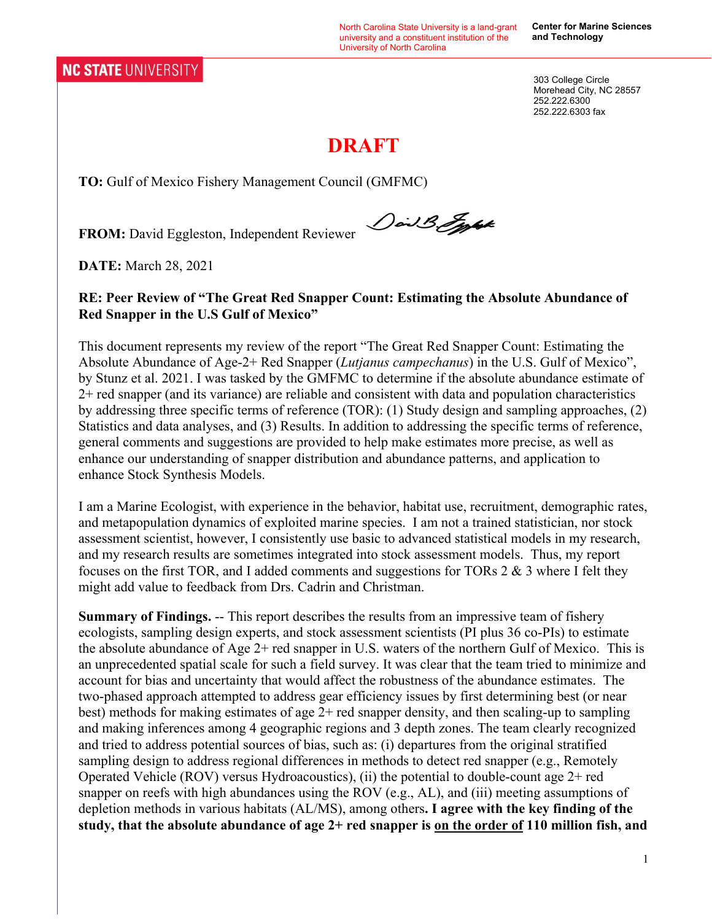North Carolina State University is a land-grant university and a constituent institution of the University of North Carolina

**Center for Marine Sciences and Technology**

**NC STATE UNIVERSITY**

303 College Circle
Morehead City, NC 28557
252.222.6300
252.222.6303 fax

# DRAFT

**TO:** Gulf of Mexico Fishery Management Council (GMFMC)

**FROM:** David Eggleston, Independent Reviewer

**DATE:** March 28, 2021

**RE: Peer Review of "The Great Red Snapper Count: Estimating the Absolute Abundance of Red Snapper in the U.S Gulf of Mexico"**

This document represents my review of the report "The Great Red Snapper Count: Estimating the Absolute Abundance of Age-2+ Red Snapper (*Lutjanus campechanus*) in the U.S. Gulf of Mexico", by Stunz et al. 2021. I was tasked by the GMFMC to determine if the absolute abundance estimate of 2+ red snapper (and its variance) are reliable and consistent with data and population characteristics by addressing three specific terms of reference (TOR): (1) Study design and sampling approaches, (2) Statistics and data analyses, and (3) Results. In addition to addressing the specific terms of reference, general comments and suggestions are provided to help make estimates more precise, as well as enhance our understanding of snapper distribution and abundance patterns, and application to enhance Stock Synthesis Models.

I am a Marine Ecologist, with experience in the behavior, habitat use, recruitment, demographic rates, and metapopulation dynamics of exploited marine species. I am not a trained statistician, nor stock assessment scientist, however, I consistently use basic to advanced statistical models in my research, and my research results are sometimes integrated into stock assessment models. Thus, my report focuses on the first TOR, and I added comments and suggestions for TORs 2 & 3 where I felt they might add value to feedback from Drs. Cadrin and Christman.

**Summary of Findings.** -- This report describes the results from an impressive team of fishery ecologists, sampling design experts, and stock assessment scientists (PI plus 36 co-PIs) to estimate the absolute abundance of Age 2+ red snapper in U.S. waters of the northern Gulf of Mexico. This is an unprecedented spatial scale for such a field survey. It was clear that the team tried to minimize and account for bias and uncertainty that would affect the robustness of the abundance estimates. The two-phased approach attempted to address gear efficiency issues by first determining best (or near best) methods for making estimates of age 2+ red snapper density, and then scaling-up to sampling and making inferences among 4 geographic regions and 3 depth zones. The team clearly recognized and tried to address potential sources of bias, such as: (i) departures from the original stratified sampling design to address regional differences in methods to detect red snapper (e.g., Remotely Operated Vehicle (ROV) versus Hydroacoustics), (ii) the potential to double-count age 2+ red snapper on reefs with high abundances using the ROV (e.g., AL), and (iii) meeting assumptions of depletion methods in various habitats (AL/MS), among others**. I agree with the key finding of the study, that the absolute abundance of age 2+ red snapper is <u>on the order of</u> 110 million fish, and**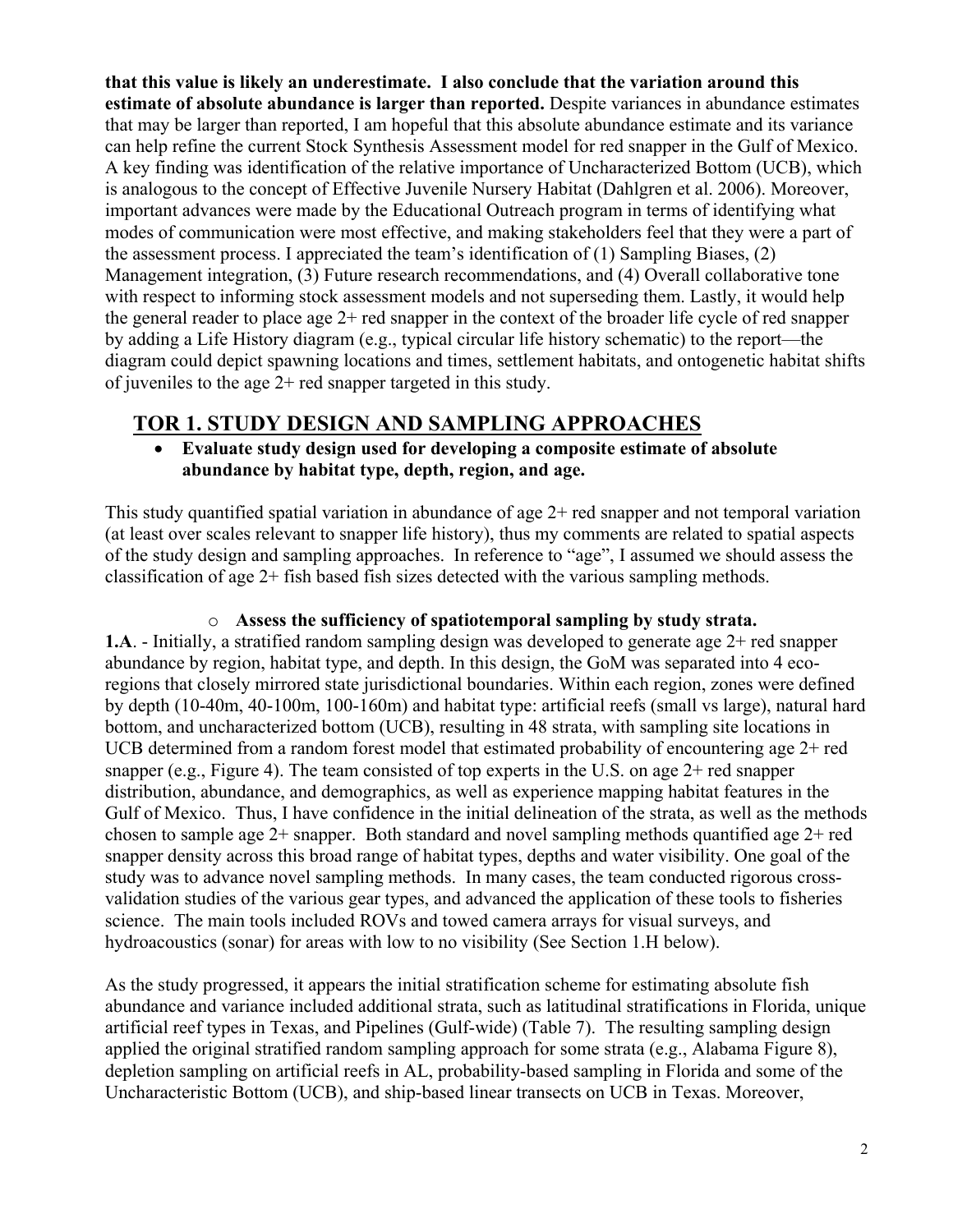**that this value is likely an underestimate. I also conclude that the variation around this estimate of absolute abundance is larger than reported.** Despite variances in abundance estimates that may be larger than reported, I am hopeful that this absolute abundance estimate and its variance can help refine the current Stock Synthesis Assessment model for red snapper in the Gulf of Mexico. A key finding was identification of the relative importance of Uncharacterized Bottom (UCB), which is analogous to the concept of Effective Juvenile Nursery Habitat (Dahlgren et al. 2006). Moreover, important advances were made by the Educational Outreach program in terms of identifying what modes of communication were most effective, and making stakeholders feel that they were a part of the assessment process. I appreciated the team's identification of (1) Sampling Biases, (2) Management integration, (3) Future research recommendations, and (4) Overall collaborative tone with respect to informing stock assessment models and not superseding them. Lastly, it would help the general reader to place age 2+ red snapper in the context of the broader life cycle of red snapper by adding a Life History diagram (e.g., typical circular life history schematic) to the report—the diagram could depict spawning locations and times, settlement habitats, and ontogenetic habitat shifts of juveniles to the age 2+ red snapper targeted in this study.

## TOR 1. STUDY DESIGN AND SAMPLING APPROACHES

- **Evaluate study design used for developing a composite estimate of absolute abundance by habitat type, depth, region, and age.**

This study quantified spatial variation in abundance of age 2+ red snapper and not temporal variation (at least over scales relevant to snapper life history), thus my comments are related to spatial aspects of the study design and sampling approaches. In reference to "age", I assumed we should assess the classification of age 2+ fish based fish sizes detected with the various sampling methods.

- **Assess the sufficiency of spatiotemporal sampling by study strata.**

**1.A**. - Initially, a stratified random sampling design was developed to generate age 2+ red snapper abundance by region, habitat type, and depth. In this design, the GoM was separated into 4 eco-regions that closely mirrored state jurisdictional boundaries. Within each region, zones were defined by depth (10-40m, 40-100m, 100-160m) and habitat type: artificial reefs (small vs large), natural hard bottom, and uncharacterized bottom (UCB), resulting in 48 strata, with sampling site locations in UCB determined from a random forest model that estimated probability of encountering age 2+ red snapper (e.g., Figure 4). The team consisted of top experts in the U.S. on age 2+ red snapper distribution, abundance, and demographics, as well as experience mapping habitat features in the Gulf of Mexico. Thus, I have confidence in the initial delineation of the strata, as well as the methods chosen to sample age 2+ snapper. Both standard and novel sampling methods quantified age 2+ red snapper density across this broad range of habitat types, depths and water visibility. One goal of the study was to advance novel sampling methods. In many cases, the team conducted rigorous cross-validation studies of the various gear types, and advanced the application of these tools to fisheries science. The main tools included ROVs and towed camera arrays for visual surveys, and hydroacoustics (sonar) for areas with low to no visibility (See Section 1.H below).

As the study progressed, it appears the initial stratification scheme for estimating absolute fish abundance and variance included additional strata, such as latitudinal stratifications in Florida, unique artificial reef types in Texas, and Pipelines (Gulf-wide) (Table 7). The resulting sampling design applied the original stratified random sampling approach for some strata (e.g., Alabama Figure 8), depletion sampling on artificial reefs in AL, probability-based sampling in Florida and some of the Uncharacteristic Bottom (UCB), and ship-based linear transects on UCB in Texas. Moreover,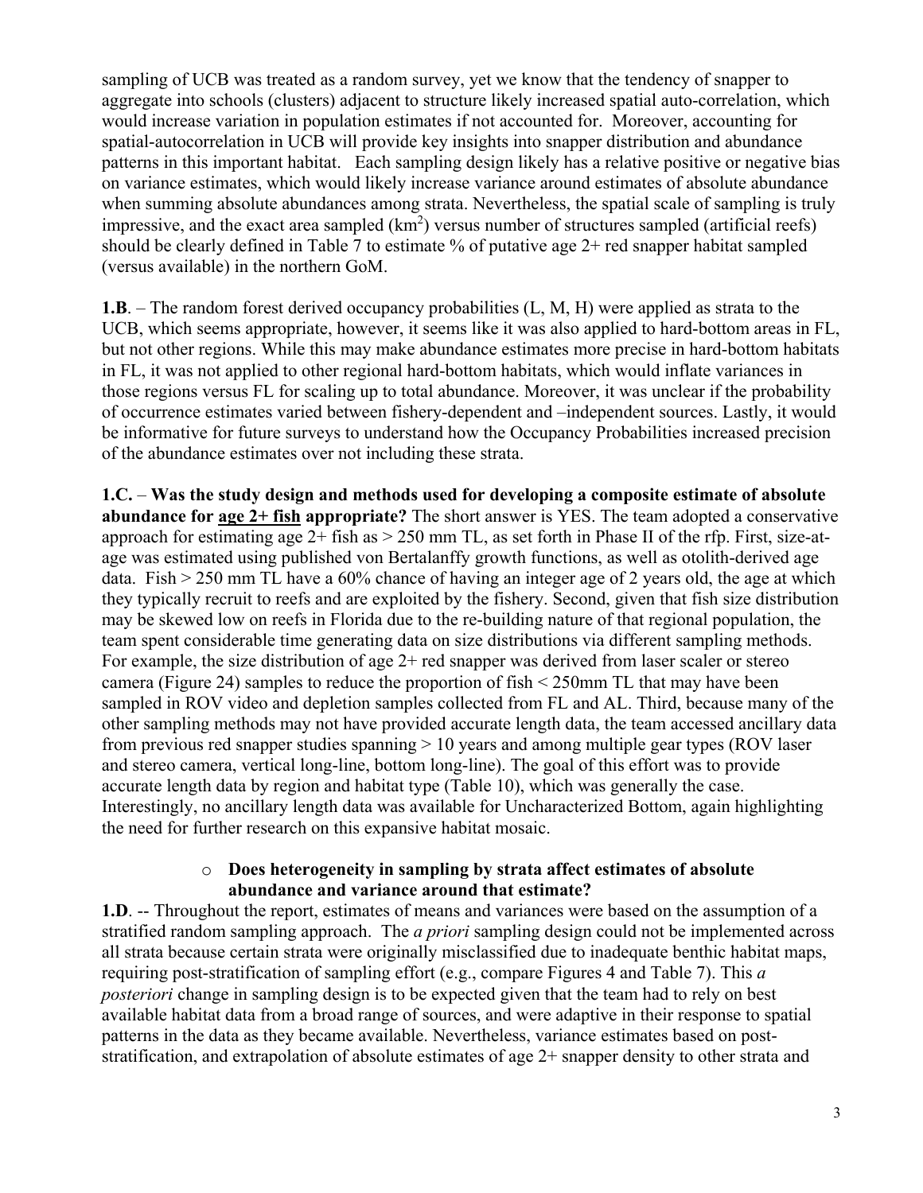sampling of UCB was treated as a random survey, yet we know that the tendency of snapper to aggregate into schools (clusters) adjacent to structure likely increased spatial auto-correlation, which would increase variation in population estimates if not accounted for. Moreover, accounting for spatial-autocorrelation in UCB will provide key insights into snapper distribution and abundance patterns in this important habitat. Each sampling design likely has a relative positive or negative bias on variance estimates, which would likely increase variance around estimates of absolute abundance when summing absolute abundances among strata. Nevertheless, the spatial scale of sampling is truly impressive, and the exact area sampled ($km^2$) versus number of structures sampled (artificial reefs) should be clearly defined in Table 7 to estimate % of putative age 2+ red snapper habitat sampled (versus available) in the northern GoM.

**1.B**. – The random forest derived occupancy probabilities (L, M, H) were applied as strata to the UCB, which seems appropriate, however, it seems like it was also applied to hard-bottom areas in FL, but not other regions. While this may make abundance estimates more precise in hard-bottom habitats in FL, it was not applied to other regional hard-bottom habitats, which would inflate variances in those regions versus FL for scaling up to total abundance. Moreover, it was unclear if the probability of occurrence estimates varied between fishery-dependent and –independent sources. Lastly, it would be informative for future surveys to understand how the Occupancy Probabilities increased precision of the abundance estimates over not including these strata.

**1.C.** – **Was the study design and methods used for developing a composite estimate of absolute abundance for <u>age 2+ fish</u> appropriate?** The short answer is YES. The team adopted a conservative approach for estimating age 2+ fish as > 250 mm TL, as set forth in Phase II of the rfp. First, size-at-age was estimated using published von Bertalanffy growth functions, as well as otolith-derived age data. Fish > 250 mm TL have a 60% chance of having an integer age of 2 years old, the age at which they typically recruit to reefs and are exploited by the fishery. Second, given that fish size distribution may be skewed low on reefs in Florida due to the re-building nature of that regional population, the team spent considerable time generating data on size distributions via different sampling methods. For example, the size distribution of age 2+ red snapper was derived from laser scaler or stereo camera (Figure 24) samples to reduce the proportion of fish < 250mm TL that may have been sampled in ROV video and depletion samples collected from FL and AL. Third, because many of the other sampling methods may not have provided accurate length data, the team accessed ancillary data from previous red snapper studies spanning > 10 years and among multiple gear types (ROV laser and stereo camera, vertical long-line, bottom long-line). The goal of this effort was to provide accurate length data by region and habitat type (Table 10), which was generally the case. Interestingly, no ancillary length data was available for Uncharacterized Bottom, again highlighting the need for further research on this expansive habitat mosaic.

- **Does heterogeneity in sampling by strata affect estimates of absolute abundance and variance around that estimate?**

**1.D**. -- Throughout the report, estimates of means and variances were based on the assumption of a stratified random sampling approach. The *a priori* sampling design could not be implemented across all strata because certain strata were originally misclassified due to inadequate benthic habitat maps, requiring post-stratification of sampling effort (e.g., compare Figures 4 and Table 7). This *a posteriori* change in sampling design is to be expected given that the team had to rely on best available habitat data from a broad range of sources, and were adaptive in their response to spatial patterns in the data as they became available. Nevertheless, variance estimates based on post-stratification, and extrapolation of absolute estimates of age 2+ snapper density to other strata and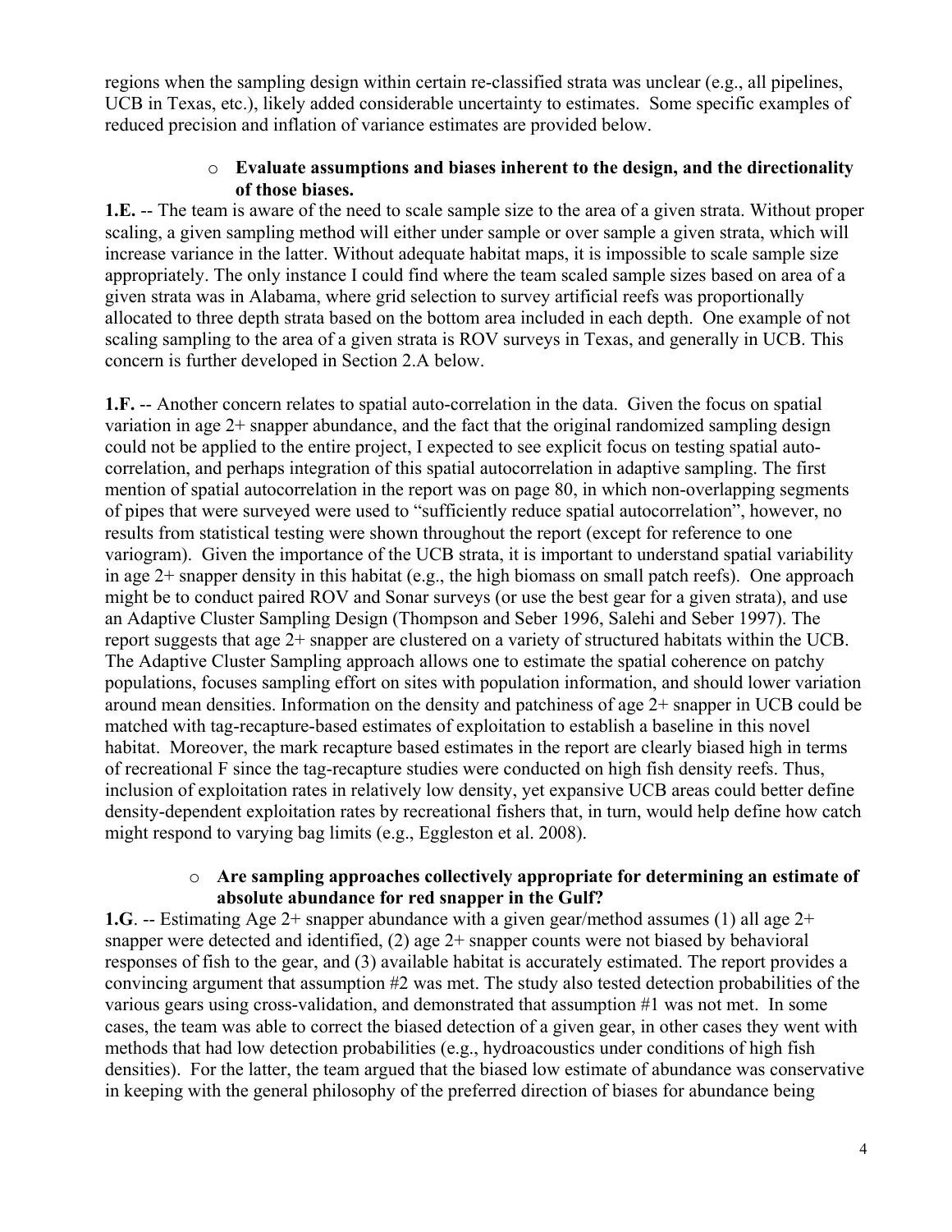regions when the sampling design within certain re-classified strata was unclear (e.g., all pipelines, UCB in Texas, etc.), likely added considerable uncertainty to estimates. Some specific examples of reduced precision and inflation of variance estimates are provided below.

- **Evaluate assumptions and biases inherent to the design, and the directionality of those biases.**

**1.E.** -- The team is aware of the need to scale sample size to the area of a given strata. Without proper scaling, a given sampling method will either under sample or over sample a given strata, which will increase variance in the latter. Without adequate habitat maps, it is impossible to scale sample size appropriately. The only instance I could find where the team scaled sample sizes based on area of a given strata was in Alabama, where grid selection to survey artificial reefs was proportionally allocated to three depth strata based on the bottom area included in each depth. One example of not scaling sampling to the area of a given strata is ROV surveys in Texas, and generally in UCB. This concern is further developed in Section 2.A below.

**1.F.** -- Another concern relates to spatial auto-correlation in the data. Given the focus on spatial variation in age 2+ snapper abundance, and the fact that the original randomized sampling design could not be applied to the entire project, I expected to see explicit focus on testing spatial auto-correlation, and perhaps integration of this spatial autocorrelation in adaptive sampling. The first mention of spatial autocorrelation in the report was on page 80, in which non-overlapping segments of pipes that were surveyed were used to "sufficiently reduce spatial autocorrelation", however, no results from statistical testing were shown throughout the report (except for reference to one variogram). Given the importance of the UCB strata, it is important to understand spatial variability in age 2+ snapper density in this habitat (e.g., the high biomass on small patch reefs). One approach might be to conduct paired ROV and Sonar surveys (or use the best gear for a given strata), and use an Adaptive Cluster Sampling Design (Thompson and Seber 1996, Salehi and Seber 1997). The report suggests that age 2+ snapper are clustered on a variety of structured habitats within the UCB. The Adaptive Cluster Sampling approach allows one to estimate the spatial coherence on patchy populations, focuses sampling effort on sites with population information, and should lower variation around mean densities. Information on the density and patchiness of age 2+ snapper in UCB could be matched with tag-recapture-based estimates of exploitation to establish a baseline in this novel habitat. Moreover, the mark recapture based estimates in the report are clearly biased high in terms of recreational F since the tag-recapture studies were conducted on high fish density reefs. Thus, inclusion of exploitation rates in relatively low density, yet expansive UCB areas could better define density-dependent exploitation rates by recreational fishers that, in turn, would help define how catch might respond to varying bag limits (e.g., Eggleston et al. 2008).

- **Are sampling approaches collectively appropriate for determining an estimate of absolute abundance for red snapper in the Gulf?**

**1.G**. -- Estimating Age 2+ snapper abundance with a given gear/method assumes (1) all age 2+ snapper were detected and identified, (2) age 2+ snapper counts were not biased by behavioral responses of fish to the gear, and (3) available habitat is accurately estimated. The report provides a convincing argument that assumption #2 was met. The study also tested detection probabilities of the various gears using cross-validation, and demonstrated that assumption #1 was not met. In some cases, the team was able to correct the biased detection of a given gear, in other cases they went with methods that had low detection probabilities (e.g., hydroacoustics under conditions of high fish densities). For the latter, the team argued that the biased low estimate of abundance was conservative in keeping with the general philosophy of the preferred direction of biases for abundance being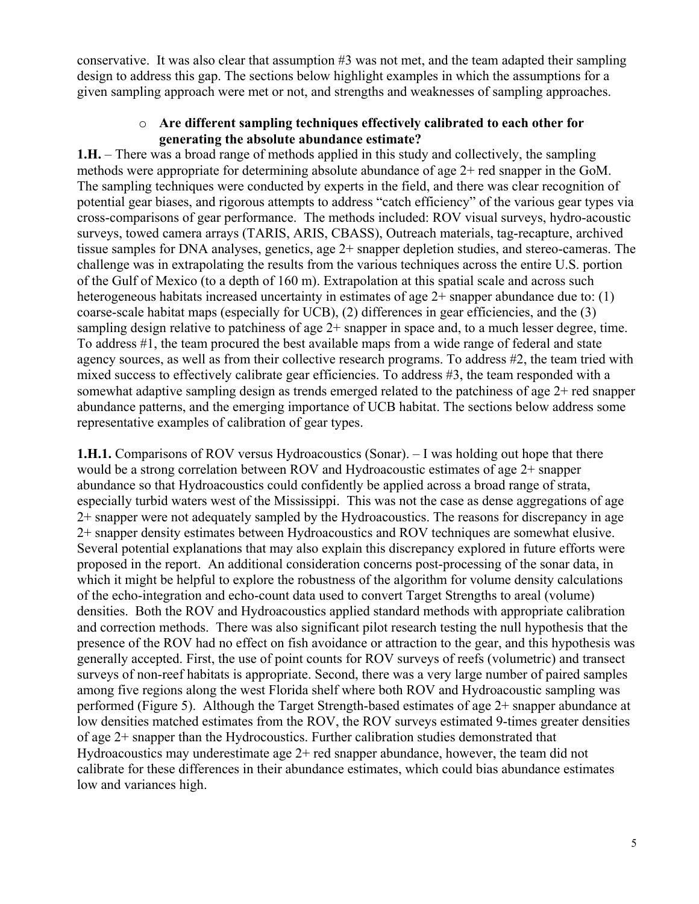conservative. It was also clear that assumption #3 was not met, and the team adapted their sampling design to address this gap. The sections below highlight examples in which the assumptions for a given sampling approach were met or not, and strengths and weaknesses of sampling approaches.

- **Are different sampling techniques effectively calibrated to each other for generating the absolute abundance estimate?**

**1.H.** – There was a broad range of methods applied in this study and collectively, the sampling methods were appropriate for determining absolute abundance of age 2+ red snapper in the GoM. The sampling techniques were conducted by experts in the field, and there was clear recognition of potential gear biases, and rigorous attempts to address "catch efficiency" of the various gear types via cross-comparisons of gear performance. The methods included: ROV visual surveys, hydro-acoustic surveys, towed camera arrays (TARIS, ARIS, CBASS), Outreach materials, tag-recapture, archived tissue samples for DNA analyses, genetics, age 2+ snapper depletion studies, and stereo-cameras. The challenge was in extrapolating the results from the various techniques across the entire U.S. portion of the Gulf of Mexico (to a depth of 160 m). Extrapolation at this spatial scale and across such heterogeneous habitats increased uncertainty in estimates of age 2+ snapper abundance due to: (1) coarse-scale habitat maps (especially for UCB), (2) differences in gear efficiencies, and the (3) sampling design relative to patchiness of age 2+ snapper in space and, to a much lesser degree, time. To address #1, the team procured the best available maps from a wide range of federal and state agency sources, as well as from their collective research programs. To address #2, the team tried with mixed success to effectively calibrate gear efficiencies. To address #3, the team responded with a somewhat adaptive sampling design as trends emerged related to the patchiness of age 2+ red snapper abundance patterns, and the emerging importance of UCB habitat. The sections below address some representative examples of calibration of gear types.

**1.H.1.** Comparisons of ROV versus Hydroacoustics (Sonar). – I was holding out hope that there would be a strong correlation between ROV and Hydroacoustic estimates of age 2+ snapper abundance so that Hydroacoustics could confidently be applied across a broad range of strata, especially turbid waters west of the Mississippi. This was not the case as dense aggregations of age 2+ snapper were not adequately sampled by the Hydroacoustics. The reasons for discrepancy in age 2+ snapper density estimates between Hydroacoustics and ROV techniques are somewhat elusive. Several potential explanations that may also explain this discrepancy explored in future efforts were proposed in the report. An additional consideration concerns post-processing of the sonar data, in which it might be helpful to explore the robustness of the algorithm for volume density calculations of the echo-integration and echo-count data used to convert Target Strengths to areal (volume) densities. Both the ROV and Hydroacoustics applied standard methods with appropriate calibration and correction methods. There was also significant pilot research testing the null hypothesis that the presence of the ROV had no effect on fish avoidance or attraction to the gear, and this hypothesis was generally accepted. First, the use of point counts for ROV surveys of reefs (volumetric) and transect surveys of non-reef habitats is appropriate. Second, there was a very large number of paired samples among five regions along the west Florida shelf where both ROV and Hydroacoustic sampling was performed (Figure 5). Although the Target Strength-based estimates of age 2+ snapper abundance at low densities matched estimates from the ROV, the ROV surveys estimated 9-times greater densities of age 2+ snapper than the Hydrocoustics. Further calibration studies demonstrated that Hydroacoustics may underestimate age 2+ red snapper abundance, however, the team did not calibrate for these differences in their abundance estimates, which could bias abundance estimates low and variances high.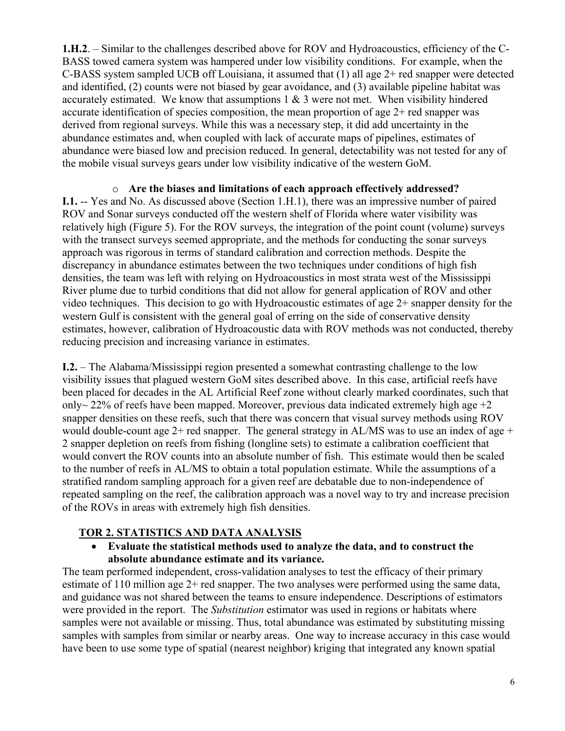**1.H.2**. – Similar to the challenges described above for ROV and Hydroacoustics, efficiency of the C-BASS towed camera system was hampered under low visibility conditions. For example, when the C-BASS system sampled UCB off Louisiana, it assumed that (1) all age 2+ red snapper were detected and identified, (2) counts were not biased by gear avoidance, and (3) available pipeline habitat was accurately estimated. We know that assumptions 1 & 3 were not met. When visibility hindered accurate identification of species composition, the mean proportion of age 2+ red snapper was derived from regional surveys. While this was a necessary step, it did add uncertainty in the abundance estimates and, when coupled with lack of accurate maps of pipelines, estimates of abundance were biased low and precision reduced. In general, detectability was not tested for any of the mobile visual surveys gears under low visibility indicative of the western GoM.

- **Are the biases and limitations of each approach effectively addressed?**

**I.1.** -- Yes and No. As discussed above (Section 1.H.1), there was an impressive number of paired ROV and Sonar surveys conducted off the western shelf of Florida where water visibility was relatively high (Figure 5). For the ROV surveys, the integration of the point count (volume) surveys with the transect surveys seemed appropriate, and the methods for conducting the sonar surveys approach was rigorous in terms of standard calibration and correction methods. Despite the discrepancy in abundance estimates between the two techniques under conditions of high fish densities, the team was left with relying on Hydroacoustics in most strata west of the Mississippi River plume due to turbid conditions that did not allow for general application of ROV and other video techniques. This decision to go with Hydroacoustic estimates of age 2+ snapper density for the western Gulf is consistent with the general goal of erring on the side of conservative density estimates, however, calibration of Hydroacoustic data with ROV methods was not conducted, thereby reducing precision and increasing variance in estimates.

**I.2.** – The Alabama/Mississippi region presented a somewhat contrasting challenge to the low visibility issues that plagued western GoM sites described above. In this case, artificial reefs have been placed for decades in the AL Artificial Reef zone without clearly marked coordinates, such that only~ 22% of reefs have been mapped. Moreover, previous data indicated extremely high age +2 snapper densities on these reefs, such that there was concern that visual survey methods using ROV would double-count age 2+ red snapper. The general strategy in AL/MS was to use an index of age + 2 snapper depletion on reefs from fishing (longline sets) to estimate a calibration coefficient that would convert the ROV counts into an absolute number of fish. This estimate would then be scaled to the number of reefs in AL/MS to obtain a total population estimate. While the assumptions of a stratified random sampling approach for a given reef are debatable due to non-independence of repeated sampling on the reef, the calibration approach was a novel way to try and increase precision of the ROVs in areas with extremely high fish densities.

## TOR 2. STATISTICS AND DATA ANALYSIS

- **Evaluate the statistical methods used to analyze the data, and to construct the absolute abundance estimate and its variance.**

The team performed independent, cross-validation analyses to test the efficacy of their primary estimate of 110 million age 2+ red snapper. The two analyses were performed using the same data, and guidance was not shared between the teams to ensure independence. Descriptions of estimators were provided in the report. The *Substitution* estimator was used in regions or habitats where samples were not available or missing. Thus, total abundance was estimated by substituting missing samples with samples from similar or nearby areas. One way to increase accuracy in this case would have been to use some type of spatial (nearest neighbor) kriging that integrated any known spatial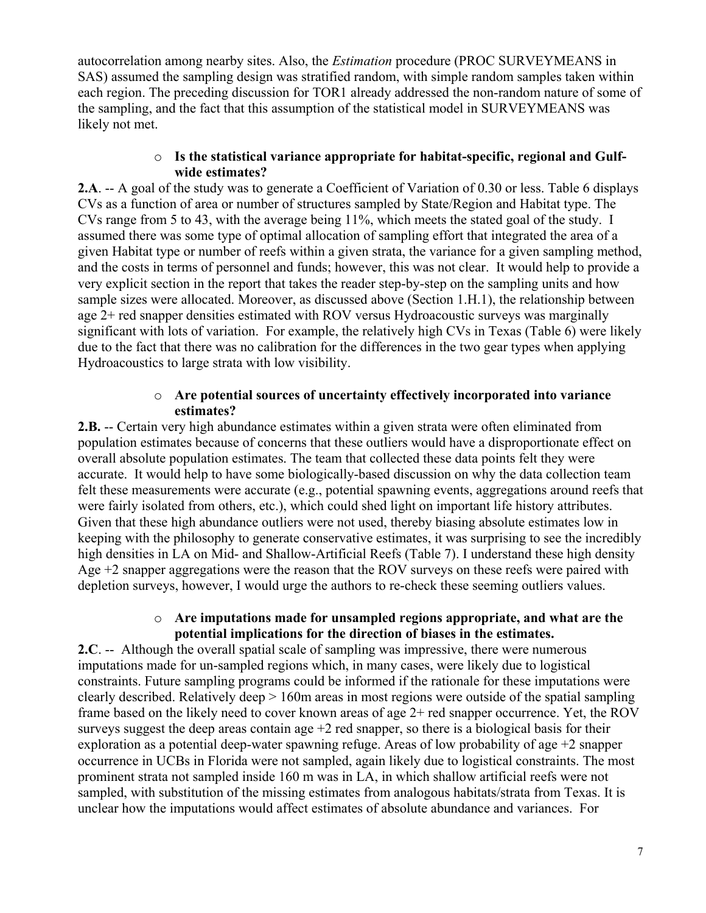autocorrelation among nearby sites. Also, the *Estimation* procedure (PROC SURVEYMEANS in SAS) assumed the sampling design was stratified random, with simple random samples taken within each region. The preceding discussion for TOR1 already addressed the non-random nature of some of the sampling, and the fact that this assumption of the statistical model in SURVEYMEANS was likely not met.

- **Is the statistical variance appropriate for habitat-specific, regional and Gulf-wide estimates?**

**2.A**. -- A goal of the study was to generate a Coefficient of Variation of 0.30 or less. Table 6 displays CVs as a function of area or number of structures sampled by State/Region and Habitat type. The CVs range from 5 to 43, with the average being 11%, which meets the stated goal of the study. I assumed there was some type of optimal allocation of sampling effort that integrated the area of a given Habitat type or number of reefs within a given strata, the variance for a given sampling method, and the costs in terms of personnel and funds; however, this was not clear. It would help to provide a very explicit section in the report that takes the reader step-by-step on the sampling units and how sample sizes were allocated. Moreover, as discussed above (Section 1.H.1), the relationship between age 2+ red snapper densities estimated with ROV versus Hydroacoustic surveys was marginally significant with lots of variation. For example, the relatively high CVs in Texas (Table 6) were likely due to the fact that there was no calibration for the differences in the two gear types when applying Hydroacoustics to large strata with low visibility.

- **Are potential sources of uncertainty effectively incorporated into variance estimates?**

**2.B.** -- Certain very high abundance estimates within a given strata were often eliminated from population estimates because of concerns that these outliers would have a disproportionate effect on overall absolute population estimates. The team that collected these data points felt they were accurate. It would help to have some biologically-based discussion on why the data collection team felt these measurements were accurate (e.g., potential spawning events, aggregations around reefs that were fairly isolated from others, etc.), which could shed light on important life history attributes. Given that these high abundance outliers were not used, thereby biasing absolute estimates low in keeping with the philosophy to generate conservative estimates, it was surprising to see the incredibly high densities in LA on Mid- and Shallow-Artificial Reefs (Table 7). I understand these high density Age +2 snapper aggregations were the reason that the ROV surveys on these reefs were paired with depletion surveys, however, I would urge the authors to re-check these seeming outliers values.

- **Are imputations made for unsampled regions appropriate, and what are the potential implications for the direction of biases in the estimates.**

**2.C**. -- Although the overall spatial scale of sampling was impressive, there were numerous imputations made for un-sampled regions which, in many cases, were likely due to logistical constraints. Future sampling programs could be informed if the rationale for these imputations were clearly described. Relatively deep > 160m areas in most regions were outside of the spatial sampling frame based on the likely need to cover known areas of age 2+ red snapper occurrence. Yet, the ROV surveys suggest the deep areas contain age +2 red snapper, so there is a biological basis for their exploration as a potential deep-water spawning refuge. Areas of low probability of age +2 snapper occurrence in UCBs in Florida were not sampled, again likely due to logistical constraints. The most prominent strata not sampled inside 160 m was in LA, in which shallow artificial reefs were not sampled, with substitution of the missing estimates from analogous habitats/strata from Texas. It is unclear how the imputations would affect estimates of absolute abundance and variances. For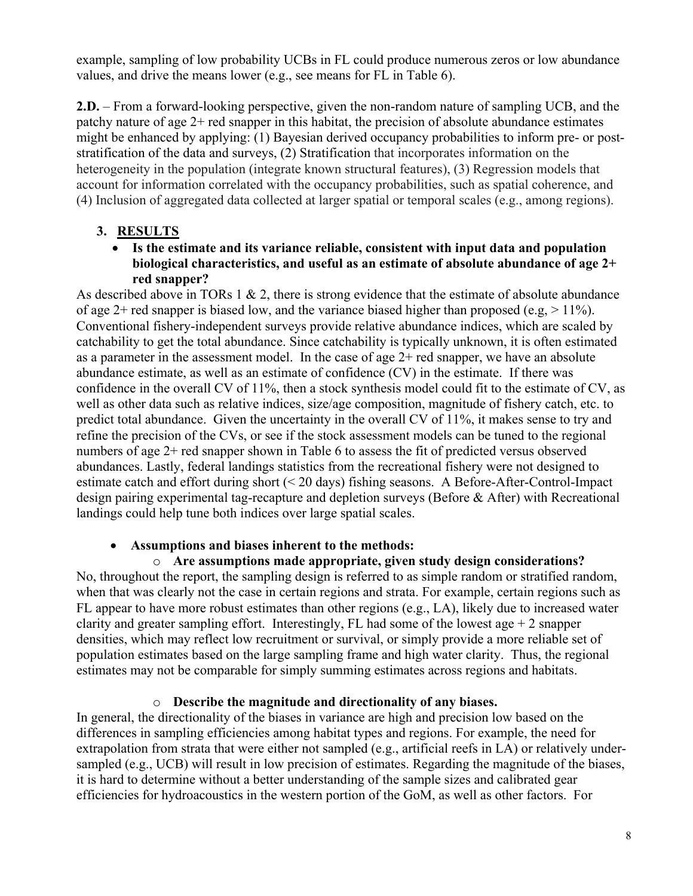example, sampling of low probability UCBs in FL could produce numerous zeros or low abundance values, and drive the means lower (e.g., see means for FL in Table 6).

**2.D.** – From a forward-looking perspective, given the non-random nature of sampling UCB, and the patchy nature of age 2+ red snapper in this habitat, the precision of absolute abundance estimates might be enhanced by applying: (1) Bayesian derived occupancy probabilities to inform pre- or post-stratification of the data and surveys, (2) Stratification that incorporates information on the heterogeneity in the population (integrate known structural features), (3) Regression models that account for information correlated with the occupancy probabilities, such as spatial coherence, and (4) Inclusion of aggregated data collected at larger spatial or temporal scales (e.g., among regions).

## 3. RESULTS

- **Is the estimate and its variance reliable, consistent with input data and population biological characteristics, and useful as an estimate of absolute abundance of age 2+ red snapper?**

As described above in TORs 1 & 2, there is strong evidence that the estimate of absolute abundance of age 2+ red snapper is biased low, and the variance biased higher than proposed (e.g, > 11%). Conventional fishery-independent surveys provide relative abundance indices, which are scaled by catchability to get the total abundance. Since catchability is typically unknown, it is often estimated as a parameter in the assessment model. In the case of age 2+ red snapper, we have an absolute abundance estimate, as well as an estimate of confidence (CV) in the estimate. If there was confidence in the overall CV of 11%, then a stock synthesis model could fit to the estimate of CV, as well as other data such as relative indices, size/age composition, magnitude of fishery catch, etc. to predict total abundance. Given the uncertainty in the overall CV of 11%, it makes sense to try and refine the precision of the CVs, or see if the stock assessment models can be tuned to the regional numbers of age 2+ red snapper shown in Table 6 to assess the fit of predicted versus observed abundances. Lastly, federal landings statistics from the recreational fishery were not designed to estimate catch and effort during short (< 20 days) fishing seasons. A Before-After-Control-Impact design pairing experimental tag-recapture and depletion surveys (Before & After) with Recreational landings could help tune both indices over large spatial scales.

- **Assumptions and biases inherent to the methods:**
  - **Are assumptions made appropriate, given study design considerations?**

No, throughout the report, the sampling design is referred to as simple random or stratified random, when that was clearly not the case in certain regions and strata. For example, certain regions such as FL appear to have more robust estimates than other regions (e.g., LA), likely due to increased water clarity and greater sampling effort. Interestingly, FL had some of the lowest age + 2 snapper densities, which may reflect low recruitment or survival, or simply provide a more reliable set of population estimates based on the large sampling frame and high water clarity. Thus, the regional estimates may not be comparable for simply summing estimates across regions and habitats.

  - **Describe the magnitude and directionality of any biases.**

In general, the directionality of the biases in variance are high and precision low based on the differences in sampling efficiencies among habitat types and regions. For example, the need for extrapolation from strata that were either not sampled (e.g., artificial reefs in LA) or relatively under-sampled (e.g., UCB) will result in low precision of estimates. Regarding the magnitude of the biases, it is hard to determine without a better understanding of the sample sizes and calibrated gear efficiencies for hydroacoustics in the western portion of the GoM, as well as other factors. For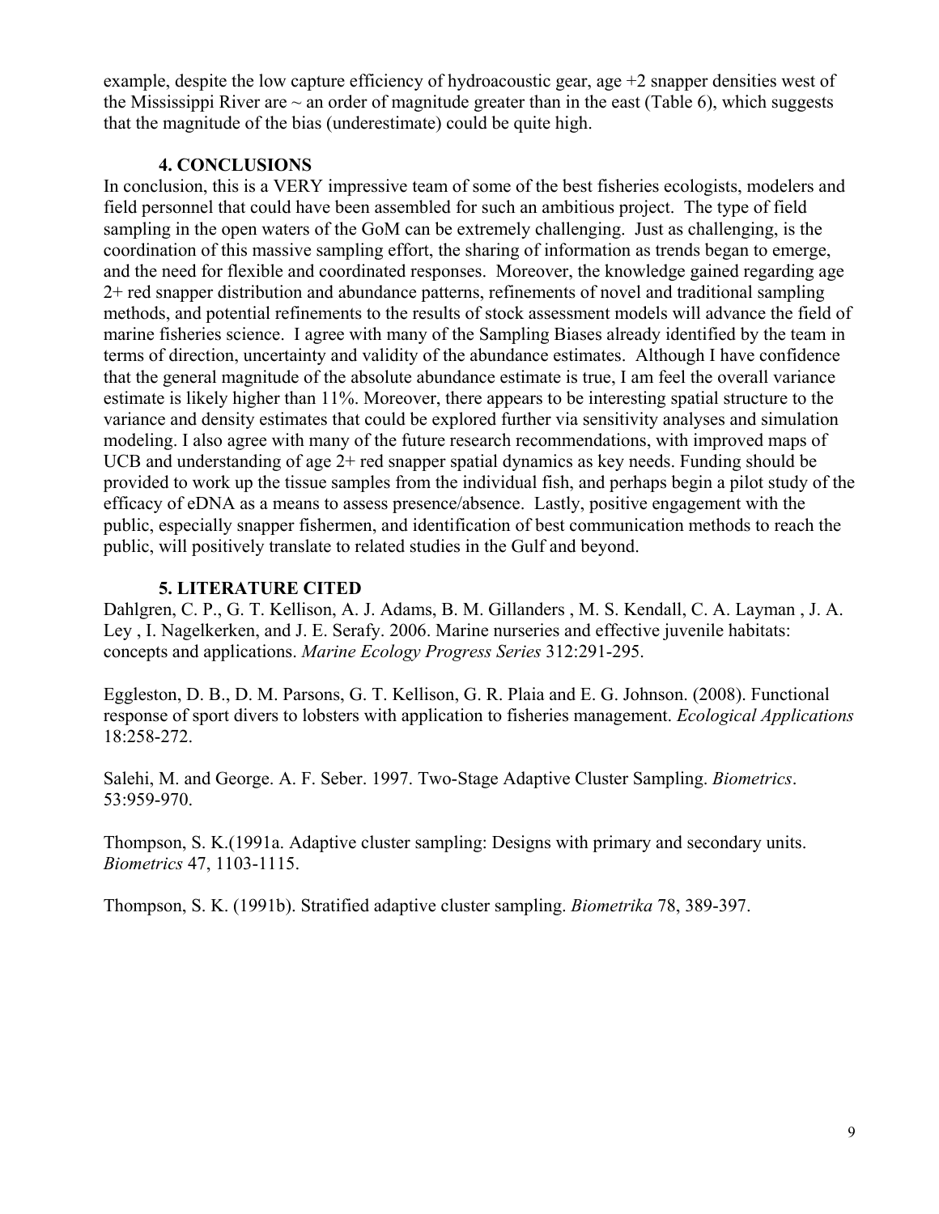example, despite the low capture efficiency of hydroacoustic gear, age +2 snapper densities west of the Mississippi River are ~ an order of magnitude greater than in the east (Table 6), which suggests that the magnitude of the bias (underestimate) could be quite high.

## 4. CONCLUSIONS

In conclusion, this is a VERY impressive team of some of the best fisheries ecologists, modelers and field personnel that could have been assembled for such an ambitious project. The type of field sampling in the open waters of the GoM can be extremely challenging. Just as challenging, is the coordination of this massive sampling effort, the sharing of information as trends began to emerge, and the need for flexible and coordinated responses. Moreover, the knowledge gained regarding age 2+ red snapper distribution and abundance patterns, refinements of novel and traditional sampling methods, and potential refinements to the results of stock assessment models will advance the field of marine fisheries science. I agree with many of the Sampling Biases already identified by the team in terms of direction, uncertainty and validity of the abundance estimates. Although I have confidence that the general magnitude of the absolute abundance estimate is true, I am feel the overall variance estimate is likely higher than 11%. Moreover, there appears to be interesting spatial structure to the variance and density estimates that could be explored further via sensitivity analyses and simulation modeling. I also agree with many of the future research recommendations, with improved maps of UCB and understanding of age 2+ red snapper spatial dynamics as key needs. Funding should be provided to work up the tissue samples from the individual fish, and perhaps begin a pilot study of the efficacy of eDNA as a means to assess presence/absence. Lastly, positive engagement with the public, especially snapper fishermen, and identification of best communication methods to reach the public, will positively translate to related studies in the Gulf and beyond.

## 5. LITERATURE CITED

Dahlgren, C. P., G. T. Kellison, A. J. Adams, B. M. Gillanders , M. S. Kendall, C. A. Layman , J. A. Ley , I. Nagelkerken, and J. E. Serafy. 2006. Marine nurseries and effective juvenile habitats: concepts and applications. *Marine Ecology Progress Series* 312:291-295.

Eggleston, D. B., D. M. Parsons, G. T. Kellison, G. R. Plaia and E. G. Johnson. (2008). Functional response of sport divers to lobsters with application to fisheries management. *Ecological Applications* 18:258-272.

Salehi, M. and George. A. F. Seber. 1997. Two-Stage Adaptive Cluster Sampling. *Biometrics*. 53:959-970.

Thompson, S. K.(1991a. Adaptive cluster sampling: Designs with primary and secondary units. *Biometrics* 47, 1103-1115.

Thompson, S. K. (1991b). Stratified adaptive cluster sampling. *Biometrika* 78, 389-397.